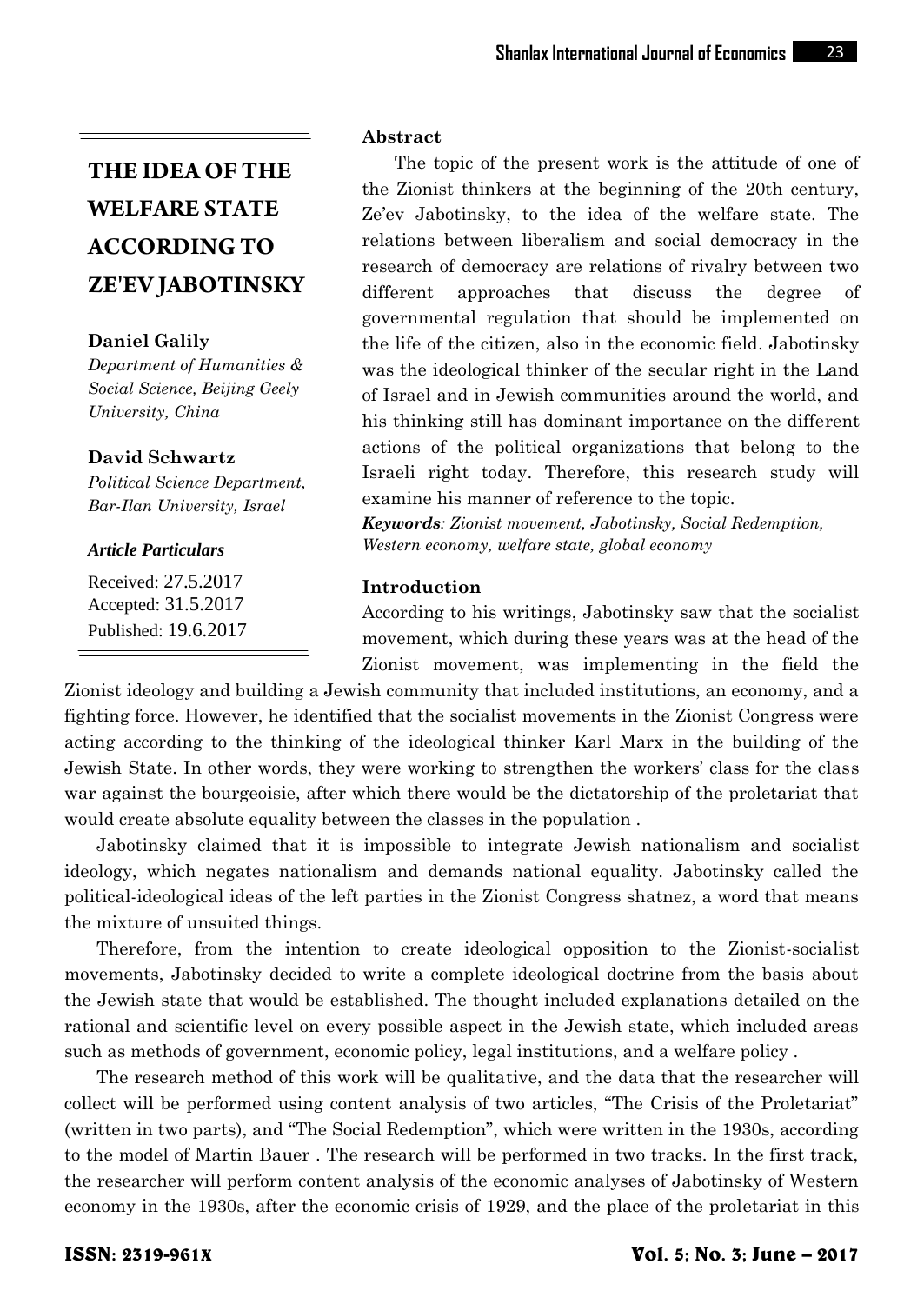# THE IDEA OF THE WELFARE STATE ACCORDING TO ZE'EV JABOTINSKY

**Daniel Galily**

*Department of Humanities & Social Science, Beijing Geely University, China*

**David Schwartz**

*Political Science Department, Bar-Ilan University, Israel*

***Article Particulars***

Received: 27.5.2017
Accepted: 31.5.2017
Published: 19.6.2017

**Abstract**

The topic of the present work is the attitude of one of the Zionist thinkers at the beginning of the 20th century, Ze'ev Jabotinsky, to the idea of the welfare state. The relations between liberalism and social democracy in the research of democracy are relations of rivalry between two different approaches that discuss the degree of governmental regulation that should be implemented on the life of the citizen, also in the economic field. Jabotinsky was the ideological thinker of the secular right in the Land of Israel and in Jewish communities around the world, and his thinking still has dominant importance on the different actions of the political organizations that belong to the Israeli right today. Therefore, this research study will examine his manner of reference to the topic.

***Keywords**: Zionist movement, Jabotinsky, Social Redemption, Western economy, welfare state, global economy*

## Introduction

According to his writings, Jabotinsky saw that the socialist movement, which during these years was at the head of the Zionist movement, was implementing in the field the Zionist ideology and building a Jewish community that included institutions, an economy, and a fighting force. However, he identified that the socialist movements in the Zionist Congress were acting according to the thinking of the ideological thinker Karl Marx in the building of the Jewish State. In other words, they were working to strengthen the workers' class for the class war against the bourgeoisie, after which there would be the dictatorship of the proletariat that would create absolute equality between the classes in the population .

Jabotinsky claimed that it is impossible to integrate Jewish nationalism and socialist ideology, which negates nationalism and demands national equality. Jabotinsky called the political-ideological ideas of the left parties in the Zionist Congress shatnez, a word that means the mixture of unsuited things.

Therefore, from the intention to create ideological opposition to the Zionist-socialist movements, Jabotinsky decided to write a complete ideological doctrine from the basis about the Jewish state that would be established. The thought included explanations detailed on the rational and scientific level on every possible aspect in the Jewish state, which included areas such as methods of government, economic policy, legal institutions, and a welfare policy .

The research method of this work will be qualitative, and the data that the researcher will collect will be performed using content analysis of two articles, "The Crisis of the Proletariat" (written in two parts), and "The Social Redemption", which were written in the 1930s, according to the model of Martin Bauer . The research will be performed in two tracks. In the first track, the researcher will perform content analysis of the economic analyses of Jabotinsky of Western economy in the 1930s, after the economic crisis of 1929, and the place of the proletariat in this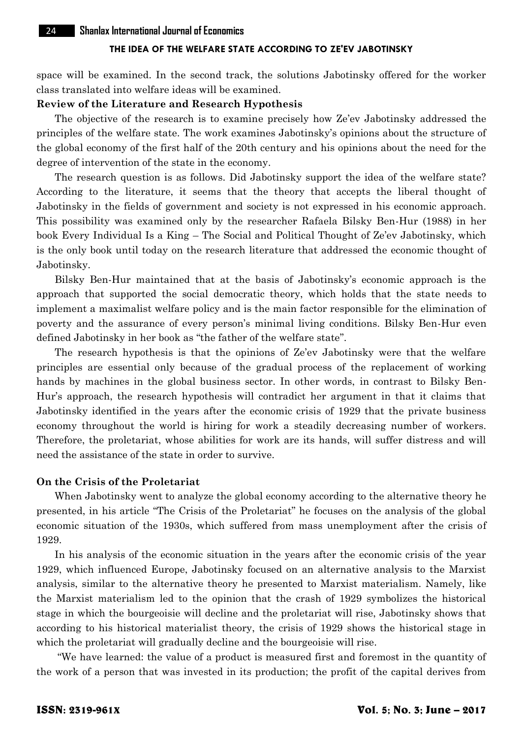space will be examined. In the second track, the solutions Jabotinsky offered for the worker class translated into welfare ideas will be examined.

**Review of the Literature and Research Hypothesis**

The objective of the research is to examine precisely how Ze'ev Jabotinsky addressed the principles of the welfare state. The work examines Jabotinsky's opinions about the structure of the global economy of the first half of the 20th century and his opinions about the need for the degree of intervention of the state in the economy.

The research question is as follows. Did Jabotinsky support the idea of the welfare state? According to the literature, it seems that the theory that accepts the liberal thought of Jabotinsky in the fields of government and society is not expressed in his economic approach. This possibility was examined only by the researcher Rafaela Bilsky Ben-Hur (1988) in her book Every Individual Is a King – The Social and Political Thought of Ze'ev Jabotinsky, which is the only book until today on the research literature that addressed the economic thought of Jabotinsky.

Bilsky Ben-Hur maintained that at the basis of Jabotinsky's economic approach is the approach that supported the social democratic theory, which holds that the state needs to implement a maximalist welfare policy and is the main factor responsible for the elimination of poverty and the assurance of every person's minimal living conditions. Bilsky Ben-Hur even defined Jabotinsky in her book as "the father of the welfare state".

The research hypothesis is that the opinions of Ze'ev Jabotinsky were that the welfare principles are essential only because of the gradual process of the replacement of working hands by machines in the global business sector. In other words, in contrast to Bilsky Ben-Hur's approach, the research hypothesis will contradict her argument in that it claims that Jabotinsky identified in the years after the economic crisis of 1929 that the private business economy throughout the world is hiring for work a steadily decreasing number of workers. Therefore, the proletariat, whose abilities for work are its hands, will suffer distress and will need the assistance of the state in order to survive.

**On the Crisis of the Proletariat**

When Jabotinsky went to analyze the global economy according to the alternative theory he presented, in his article "The Crisis of the Proletariat" he focuses on the analysis of the global economic situation of the 1930s, which suffered from mass unemployment after the crisis of 1929.

In his analysis of the economic situation in the years after the economic crisis of the year 1929, which influenced Europe, Jabotinsky focused on an alternative analysis to the Marxist analysis, similar to the alternative theory he presented to Marxist materialism. Namely, like the Marxist materialism led to the opinion that the crash of 1929 symbolizes the historical stage in which the bourgeoisie will decline and the proletariat will rise, Jabotinsky shows that according to his historical materialist theory, the crisis of 1929 shows the historical stage in which the proletariat will gradually decline and the bourgeoisie will rise.

"We have learned: the value of a product is measured first and foremost in the quantity of the work of a person that was invested in its production; the profit of the capital derives from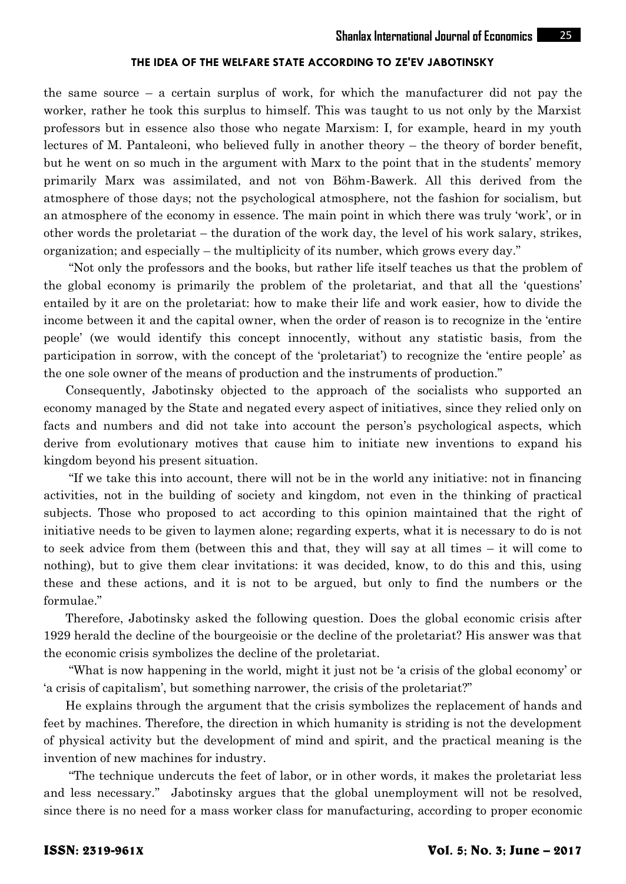the same source – a certain surplus of work, for which the manufacturer did not pay the worker, rather he took this surplus to himself. This was taught to us not only by the Marxist professors but in essence also those who negate Marxism: I, for example, heard in my youth lectures of M. Pantaleoni, who believed fully in another theory – the theory of border benefit, but he went on so much in the argument with Marx to the point that in the students' memory primarily Marx was assimilated, and not von Böhm-Bawerk. All this derived from the atmosphere of those days; not the psychological atmosphere, not the fashion for socialism, but an atmosphere of the economy in essence. The main point in which there was truly 'work', or in other words the proletariat – the duration of the work day, the level of his work salary, strikes, organization; and especially – the multiplicity of its number, which grows every day."

"Not only the professors and the books, but rather life itself teaches us that the problem of the global economy is primarily the problem of the proletariat, and that all the 'questions' entailed by it are on the proletariat: how to make their life and work easier, how to divide the income between it and the capital owner, when the order of reason is to recognize in the 'entire people' (we would identify this concept innocently, without any statistic basis, from the participation in sorrow, with the concept of the 'proletariat') to recognize the 'entire people' as the one sole owner of the means of production and the instruments of production."

Consequently, Jabotinsky objected to the approach of the socialists who supported an economy managed by the State and negated every aspect of initiatives, since they relied only on facts and numbers and did not take into account the person's psychological aspects, which derive from evolutionary motives that cause him to initiate new inventions to expand his kingdom beyond his present situation.

"If we take this into account, there will not be in the world any initiative: not in financing activities, not in the building of society and kingdom, not even in the thinking of practical subjects. Those who proposed to act according to this opinion maintained that the right of initiative needs to be given to laymen alone; regarding experts, what it is necessary to do is not to seek advice from them (between this and that, they will say at all times – it will come to nothing), but to give them clear invitations: it was decided, know, to do this and this, using these and these actions, and it is not to be argued, but only to find the numbers or the formulae."

Therefore, Jabotinsky asked the following question. Does the global economic crisis after 1929 herald the decline of the bourgeoisie or the decline of the proletariat? His answer was that the economic crisis symbolizes the decline of the proletariat.

"What is now happening in the world, might it just not be 'a crisis of the global economy' or 'a crisis of capitalism', but something narrower, the crisis of the proletariat?"

He explains through the argument that the crisis symbolizes the replacement of hands and feet by machines. Therefore, the direction in which humanity is striding is not the development of physical activity but the development of mind and spirit, and the practical meaning is the invention of new machines for industry.

"The technique undercuts the feet of labor, or in other words, it makes the proletariat less and less necessary." Jabotinsky argues that the global unemployment will not be resolved, since there is no need for a mass worker class for manufacturing, according to proper economic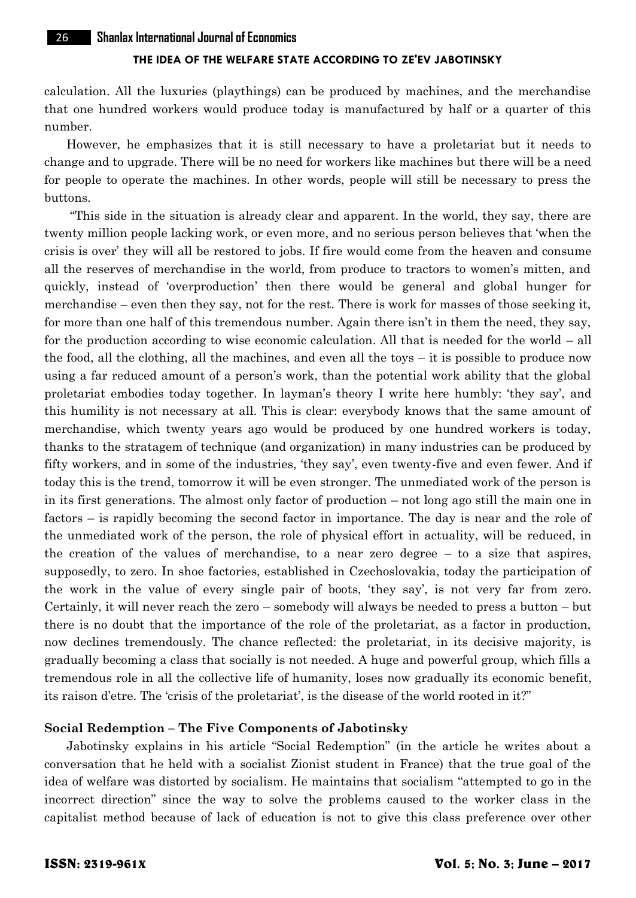calculation. All the luxuries (playthings) can be produced by machines, and the merchandise that one hundred workers would produce today is manufactured by half or a quarter of this number.

However, he emphasizes that it is still necessary to have a proletariat but it needs to change and to upgrade. There will be no need for workers like machines but there will be a need for people to operate the machines. In other words, people will still be necessary to press the buttons.

"This side in the situation is already clear and apparent. In the world, they say, there are twenty million people lacking work, or even more, and no serious person believes that 'when the crisis is over' they will all be restored to jobs. If fire would come from the heaven and consume all the reserves of merchandise in the world, from produce to tractors to women's mitten, and quickly, instead of 'overproduction' then there would be general and global hunger for merchandise – even then they say, not for the rest. There is work for masses of those seeking it, for more than one half of this tremendous number. Again there isn't in them the need, they say, for the production according to wise economic calculation. All that is needed for the world – all the food, all the clothing, all the machines, and even all the toys – it is possible to produce now using a far reduced amount of a person's work, than the potential work ability that the global proletariat embodies today together. In layman's theory I write here humbly: 'they say', and this humility is not necessary at all. This is clear: everybody knows that the same amount of merchandise, which twenty years ago would be produced by one hundred workers is today, thanks to the stratagem of technique (and organization) in many industries can be produced by fifty workers, and in some of the industries, 'they say', even twenty-five and even fewer. And if today this is the trend, tomorrow it will be even stronger. The unmediated work of the person is in its first generations. The almost only factor of production – not long ago still the main one in factors – is rapidly becoming the second factor in importance. The day is near and the role of the unmediated work of the person, the role of physical effort in actuality, will be reduced, in the creation of the values of merchandise, to a near zero degree – to a size that aspires, supposedly, to zero. In shoe factories, established in Czechoslovakia, today the participation of the work in the value of every single pair of boots, 'they say', is not very far from zero. Certainly, it will never reach the zero – somebody will always be needed to press a button – but there is no doubt that the importance of the role of the proletariat, as a factor in production, now declines tremendously. The chance reflected: the proletariat, in its decisive majority, is gradually becoming a class that socially is not needed. A huge and powerful group, which fills a tremendous role in all the collective life of humanity, loses now gradually its economic benefit, its raison d'etre. The 'crisis of the proletariat', is the disease of the world rooted in it?"

## Social Redemption – The Five Components of Jabotinsky

Jabotinsky explains in his article "Social Redemption" (in the article he writes about a conversation that he held with a socialist Zionist student in France) that the true goal of the idea of welfare was distorted by socialism. He maintains that socialism "attempted to go in the incorrect direction" since the way to solve the problems caused to the worker class in the capitalist method because of lack of education is not to give this class preference over other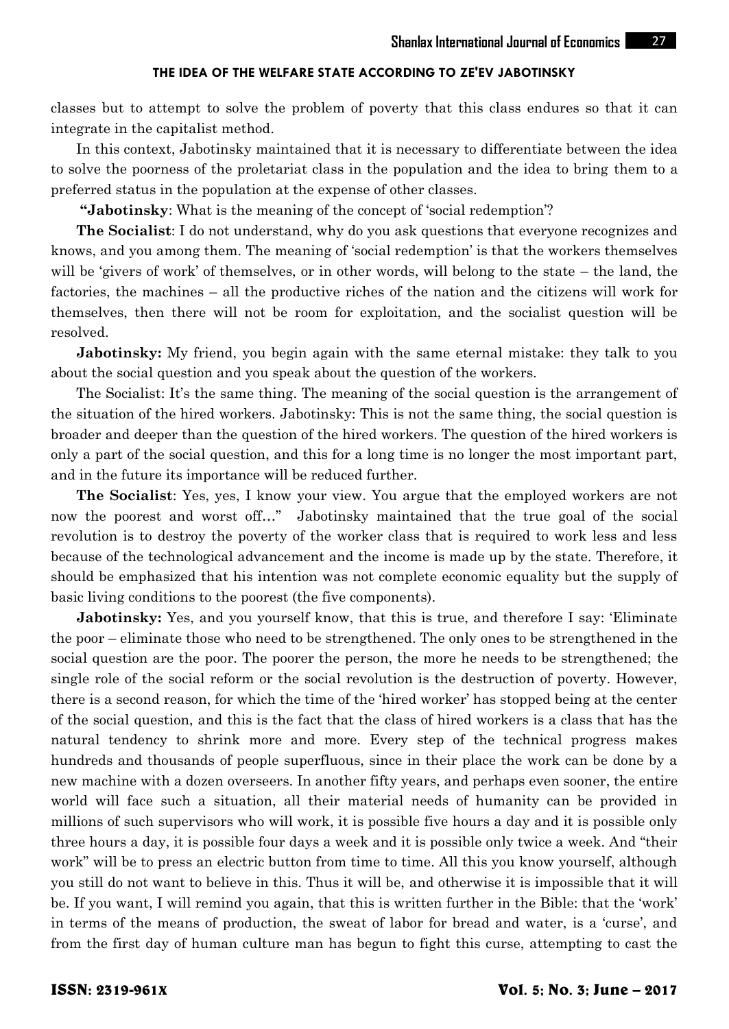classes but to attempt to solve the problem of poverty that this class endures so that it can integrate in the capitalist method.

In this context, Jabotinsky maintained that it is necessary to differentiate between the idea to solve the poorness of the proletariat class in the population and the idea to bring them to a preferred status in the population at the expense of other classes.

**"Jabotinsky**: What is the meaning of the concept of 'social redemption'?

**The Socialist**: I do not understand, why do you ask questions that everyone recognizes and knows, and you among them. The meaning of 'social redemption' is that the workers themselves will be 'givers of work' of themselves, or in other words, will belong to the state – the land, the factories, the machines – all the productive riches of the nation and the citizens will work for themselves, then there will not be room for exploitation, and the socialist question will be resolved.

**Jabotinsky:** My friend, you begin again with the same eternal mistake: they talk to you about the social question and you speak about the question of the workers.

The Socialist: It's the same thing. The meaning of the social question is the arrangement of the situation of the hired workers. Jabotinsky: This is not the same thing, the social question is broader and deeper than the question of the hired workers. The question of the hired workers is only a part of the social question, and this for a long time is no longer the most important part, and in the future its importance will be reduced further.

**The Socialist**: Yes, yes, I know your view. You argue that the employed workers are not now the poorest and worst off…" Jabotinsky maintained that the true goal of the social revolution is to destroy the poverty of the worker class that is required to work less and less because of the technological advancement and the income is made up by the state. Therefore, it should be emphasized that his intention was not complete economic equality but the supply of basic living conditions to the poorest (the five components).

**Jabotinsky:** Yes, and you yourself know, that this is true, and therefore I say: 'Eliminate the poor – eliminate those who need to be strengthened. The only ones to be strengthened in the social question are the poor. The poorer the person, the more he needs to be strengthened; the single role of the social reform or the social revolution is the destruction of poverty. However, there is a second reason, for which the time of the 'hired worker' has stopped being at the center of the social question, and this is the fact that the class of hired workers is a class that has the natural tendency to shrink more and more. Every step of the technical progress makes hundreds and thousands of people superfluous, since in their place the work can be done by a new machine with a dozen overseers. In another fifty years, and perhaps even sooner, the entire world will face such a situation, all their material needs of humanity can be provided in millions of such supervisors who will work, it is possible five hours a day and it is possible only three hours a day, it is possible four days a week and it is possible only twice a week. And "their work" will be to press an electric button from time to time. All this you know yourself, although you still do not want to believe in this. Thus it will be, and otherwise it is impossible that it will be. If you want, I will remind you again, that this is written further in the Bible: that the 'work' in terms of the means of production, the sweat of labor for bread and water, is a 'curse', and from the first day of human culture man has begun to fight this curse, attempting to cast the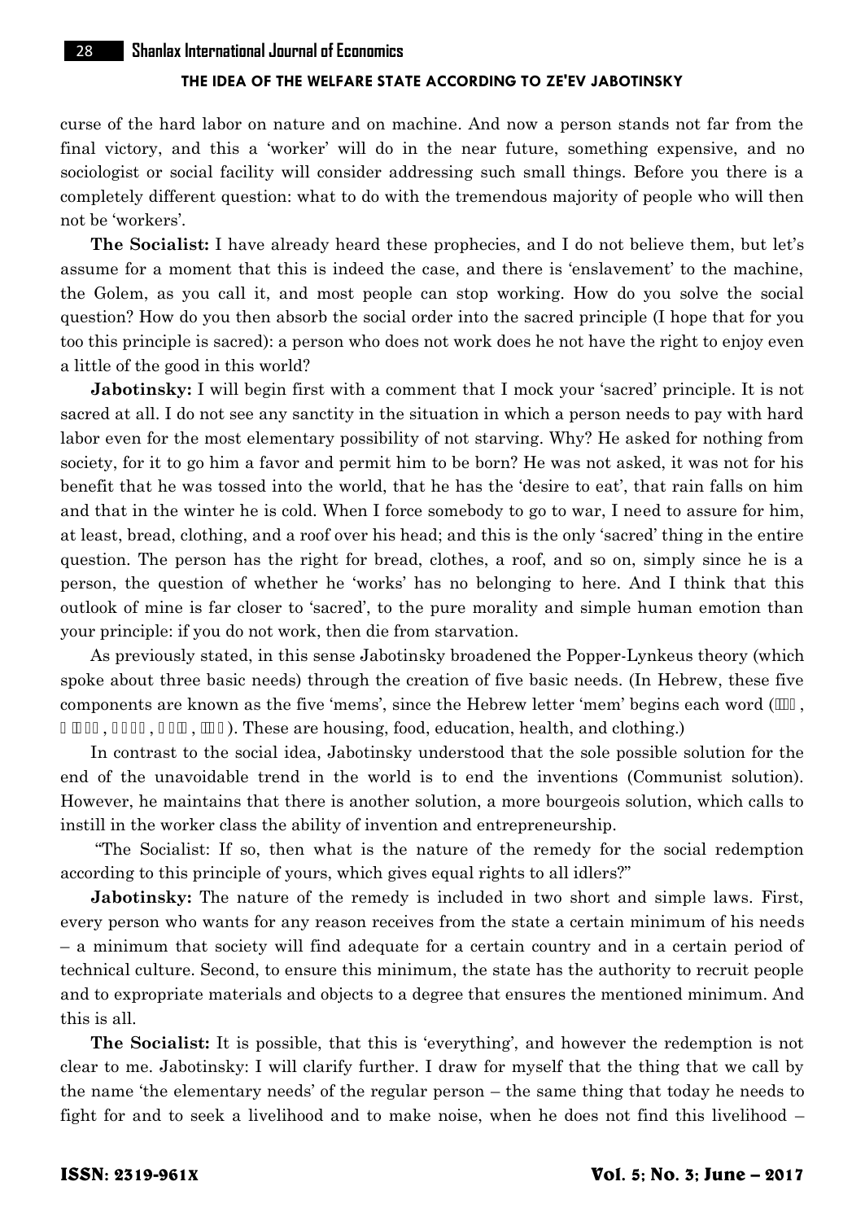curse of the hard labor on nature and on machine. And now a person stands not far from the final victory, and this a 'worker' will do in the near future, something expensive, and no sociologist or social facility will consider addressing such small things. Before you there is a completely different question: what to do with the tremendous majority of people who will then not be 'workers'.

**The Socialist:** I have already heard these prophecies, and I do not believe them, but let's assume for a moment that this is indeed the case, and there is 'enslavement' to the machine, the Golem, as you call it, and most people can stop working. How do you solve the social question? How do you then absorb the social order into the sacred principle (I hope that for you too this principle is sacred): a person who does not work does he not have the right to enjoy even a little of the good in this world?

**Jabotinsky:** I will begin first with a comment that I mock your 'sacred' principle. It is not sacred at all. I do not see any sanctity in the situation in which a person needs to pay with hard labor even for the most elementary possibility of not starving. Why? He asked for nothing from society, for it to go him a favor and permit him to be born? He was not asked, it was not for his benefit that he was tossed into the world, that he has the 'desire to eat', that rain falls on him and that in the winter he is cold. When I force somebody to go to war, I need to assure for him, at least, bread, clothing, and a roof over his head; and this is the only 'sacred' thing in the entire question. The person has the right for bread, clothes, a roof, and so on, simply since he is a person, the question of whether he 'works' has no belonging to here. And I think that this outlook of mine is far closer to 'sacred', to the pure morality and simple human emotion than your principle: if you do not work, then die from starvation.

As previously stated, in this sense Jabotinsky broadened the Popper-Lynkeus theory (which spoke about three basic needs) through the creation of five basic needs. (In Hebrew, these five components are known as the five 'mems', since the Hebrew letter 'mem' begins each word (מזון, מעון, מלבוש, מורה, מרפא). These are housing, food, education, health, and clothing.)

In contrast to the social idea, Jabotinsky understood that the sole possible solution for the end of the unavoidable trend in the world is to end the inventions (Communist solution). However, he maintains that there is another solution, a more bourgeois solution, which calls to instill in the worker class the ability of invention and entrepreneurship.

"The Socialist: If so, then what is the nature of the remedy for the social redemption according to this principle of yours, which gives equal rights to all idlers?"

**Jabotinsky:** The nature of the remedy is included in two short and simple laws. First, every person who wants for any reason receives from the state a certain minimum of his needs – a minimum that society will find adequate for a certain country and in a certain period of technical culture. Second, to ensure this minimum, the state has the authority to recruit people and to expropriate materials and objects to a degree that ensures the mentioned minimum. And this is all.

**The Socialist:** It is possible, that this is 'everything', and however the redemption is not clear to me. Jabotinsky: I will clarify further. I draw for myself that the thing that we call by the name 'the elementary needs' of the regular person – the same thing that today he needs to fight for and to seek a livelihood and to make noise, when he does not find this livelihood –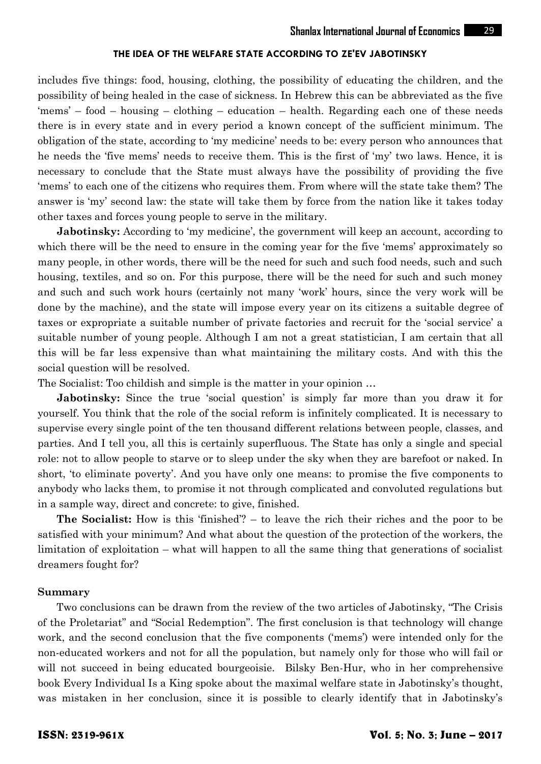includes five things: food, housing, clothing, the possibility of educating the children, and the possibility of being healed in the case of sickness. In Hebrew this can be abbreviated as the five 'mems' – food – housing – clothing – education – health. Regarding each one of these needs there is in every state and in every period a known concept of the sufficient minimum. The obligation of the state, according to 'my medicine' needs to be: every person who announces that he needs the 'five mems' needs to receive them. This is the first of 'my' two laws. Hence, it is necessary to conclude that the State must always have the possibility of providing the five 'mems' to each one of the citizens who requires them. From where will the state take them? The answer is 'my' second law: the state will take them by force from the nation like it takes today other taxes and forces young people to serve in the military.

**Jabotinsky:** According to 'my medicine', the government will keep an account, according to which there will be the need to ensure in the coming year for the five 'mems' approximately so many people, in other words, there will be the need for such and such food needs, such and such housing, textiles, and so on. For this purpose, there will be the need for such and such money and such and such work hours (certainly not many 'work' hours, since the very work will be done by the machine), and the state will impose every year on its citizens a suitable degree of taxes or expropriate a suitable number of private factories and recruit for the 'social service' a suitable number of young people. Although I am not a great statistician, I am certain that all this will be far less expensive than what maintaining the military costs. And with this the social question will be resolved.

The Socialist: Too childish and simple is the matter in your opinion …

**Jabotinsky:** Since the true 'social question' is simply far more than you draw it for yourself. You think that the role of the social reform is infinitely complicated. It is necessary to supervise every single point of the ten thousand different relations between people, classes, and parties. And I tell you, all this is certainly superfluous. The State has only a single and special role: not to allow people to starve or to sleep under the sky when they are barefoot or naked. In short, 'to eliminate poverty'. And you have only one means: to promise the five components to anybody who lacks them, to promise it not through complicated and convoluted regulations but in a sample way, direct and concrete: to give, finished.

**The Socialist:** How is this 'finished'? – to leave the rich their riches and the poor to be satisfied with your minimum? And what about the question of the protection of the workers, the limitation of exploitation – what will happen to all the same thing that generations of socialist dreamers fought for?

## Summary

Two conclusions can be drawn from the review of the two articles of Jabotinsky, "The Crisis of the Proletariat" and "Social Redemption". The first conclusion is that technology will change work, and the second conclusion that the five components ('mems') were intended only for the non-educated workers and not for all the population, but namely only for those who will fail or will not succeed in being educated bourgeoisie. Bilsky Ben-Hur, who in her comprehensive book Every Individual Is a King spoke about the maximal welfare state in Jabotinsky's thought, was mistaken in her conclusion, since it is possible to clearly identify that in Jabotinsky's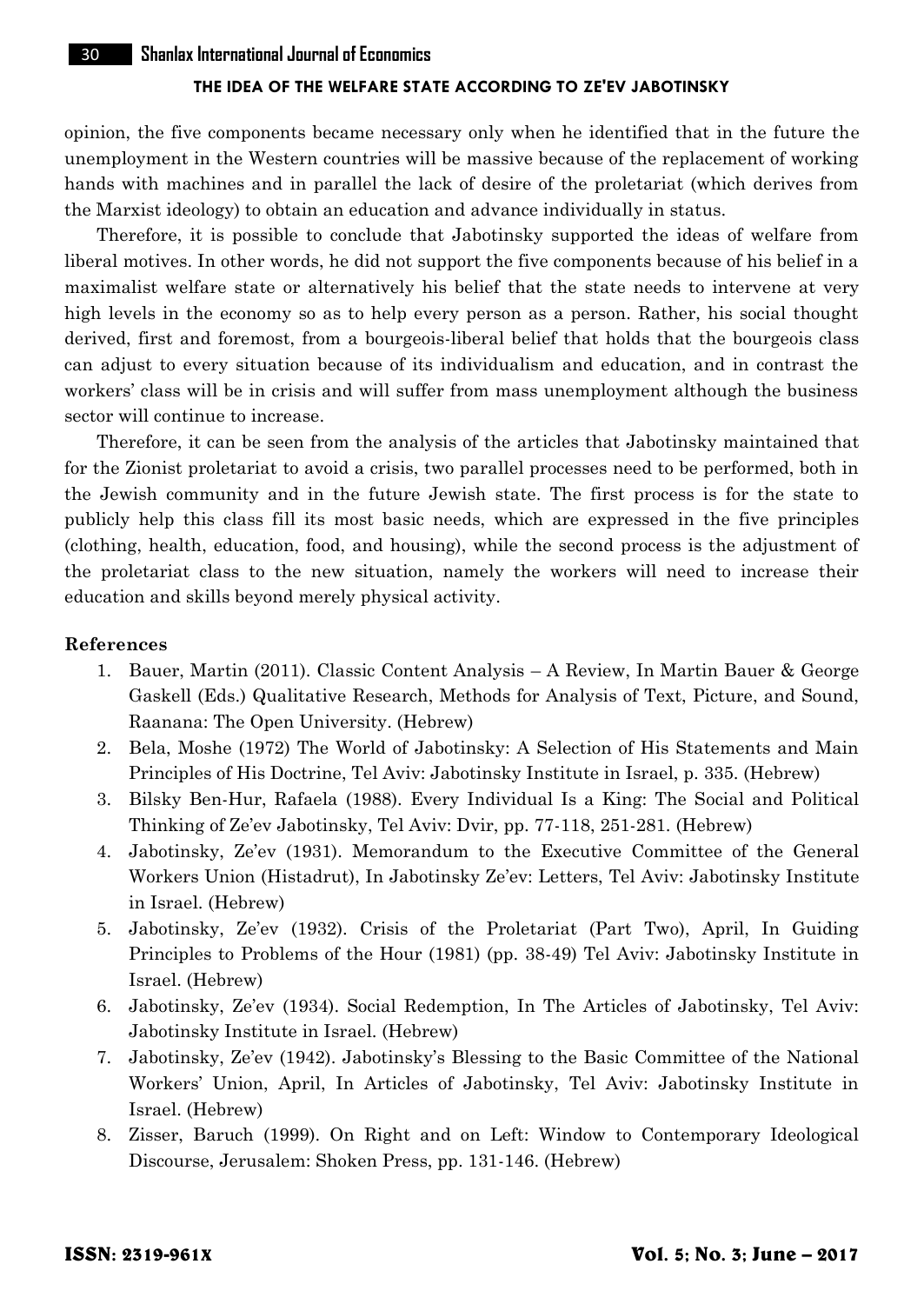opinion, the five components became necessary only when he identified that in the future the unemployment in the Western countries will be massive because of the replacement of working hands with machines and in parallel the lack of desire of the proletariat (which derives from the Marxist ideology) to obtain an education and advance individually in status.

Therefore, it is possible to conclude that Jabotinsky supported the ideas of welfare from liberal motives. In other words, he did not support the five components because of his belief in a maximalist welfare state or alternatively his belief that the state needs to intervene at very high levels in the economy so as to help every person as a person. Rather, his social thought derived, first and foremost, from a bourgeois-liberal belief that holds that the bourgeois class can adjust to every situation because of its individualism and education, and in contrast the workers' class will be in crisis and will suffer from mass unemployment although the business sector will continue to increase.

Therefore, it can be seen from the analysis of the articles that Jabotinsky maintained that for the Zionist proletariat to avoid a crisis, two parallel processes need to be performed, both in the Jewish community and in the future Jewish state. The first process is for the state to publicly help this class fill its most basic needs, which are expressed in the five principles (clothing, health, education, food, and housing), while the second process is the adjustment of the proletariat class to the new situation, namely the workers will need to increase their education and skills beyond merely physical activity.

## References

1. Bauer, Martin (2011). Classic Content Analysis – A Review, In Martin Bauer & George Gaskell (Eds.) Qualitative Research, Methods for Analysis of Text, Picture, and Sound, Raanana: The Open University. (Hebrew)
2. Bela, Moshe (1972) The World of Jabotinsky: A Selection of His Statements and Main Principles of His Doctrine, Tel Aviv: Jabotinsky Institute in Israel, p. 335. (Hebrew)
3. Bilsky Ben-Hur, Rafaela (1988). Every Individual Is a King: The Social and Political Thinking of Ze'ev Jabotinsky, Tel Aviv: Dvir, pp. 77-118, 251-281. (Hebrew)
4. Jabotinsky, Ze'ev (1931). Memorandum to the Executive Committee of the General Workers Union (Histadrut), In Jabotinsky Ze'ev: Letters, Tel Aviv: Jabotinsky Institute in Israel. (Hebrew)
5. Jabotinsky, Ze'ev (1932). Crisis of the Proletariat (Part Two), April, In Guiding Principles to Problems of the Hour (1981) (pp. 38-49) Tel Aviv: Jabotinsky Institute in Israel. (Hebrew)
6. Jabotinsky, Ze'ev (1934). Social Redemption, In The Articles of Jabotinsky, Tel Aviv: Jabotinsky Institute in Israel. (Hebrew)
7. Jabotinsky, Ze'ev (1942). Jabotinsky's Blessing to the Basic Committee of the National Workers' Union, April, In Articles of Jabotinsky, Tel Aviv: Jabotinsky Institute in Israel. (Hebrew)
8. Zisser, Baruch (1999). On Right and on Left: Window to Contemporary Ideological Discourse, Jerusalem: Shoken Press, pp. 131-146. (Hebrew)